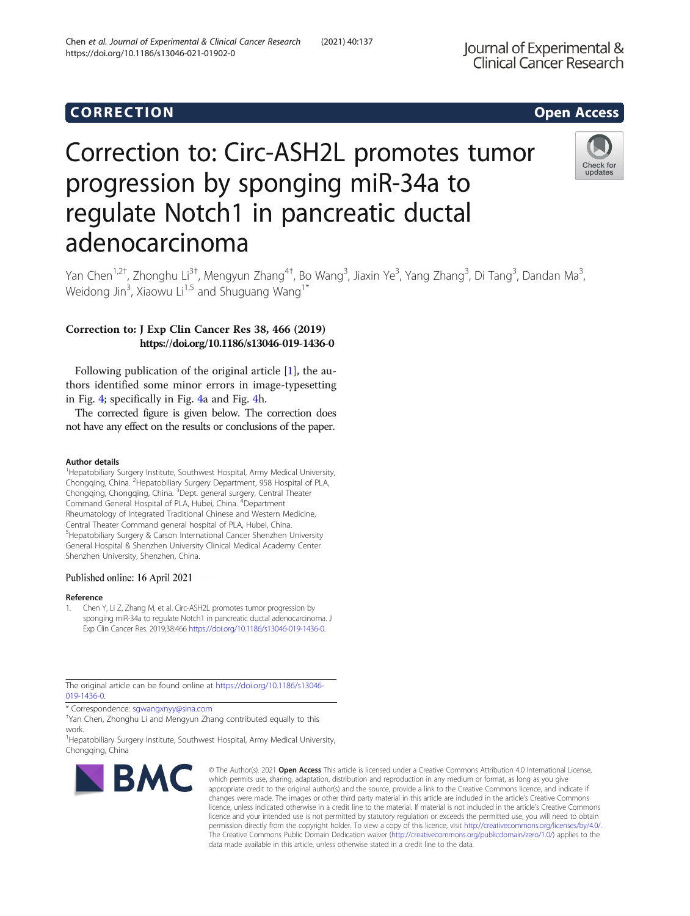CORRECTION

Open Access

# Correction to: Circ-ASH2L promotes tumor progression by sponging miR-34a to regulate Notch1 in pancreatic ductal adenocarcinoma

Yan Chen[1,2†], Zhonghu Li[3†], Mengyun Zhang[4†], Bo Wang[3], Jiaxin Ye[3], Yang Zhang[3], Di Tang[3], Dandan Ma[3], Weidong Jin[3], Xiaowu Li[1,5] and Shuguang Wang[1*]

**Correction to: J Exp Clin Cancer Res 38, 466 (2019)**
**https://doi.org/10.1186/s13046-019-1436-0**

Following publication of the original article [1], the authors identified some minor errors in image-typesetting in Fig. 4; specifically in Fig. 4a and Fig. 4h.

The corrected figure is given below. The correction does not have any effect on the results or conclusions of the paper.

#### Author details

[1]Hepatobiliary Surgery Institute, Southwest Hospital, Army Medical University, Chongqing, China. [2]Hepatobiliary Surgery Department, 958 Hospital of PLA, Chongqing, Chongqing, China. [3]Dept. general surgery, Central Theater Command General Hospital of PLA, Hubei, China. [4]Department Rheumatology of Integrated Traditional Chinese and Western Medicine, Central Theater Command general hospital of PLA, Hubei, China. [5]Hepatobiliary Surgery & Carson International Cancer Shenzhen University General Hospital & Shenzhen University Clinical Medical Academy Center Shenzhen University, Shenzhen, China.

Published online: 16 April 2021

#### Reference

1. Chen Y, Li Z, Zhang M, et al. Circ-ASH2L promotes tumor progression by sponging miR-34a to regulate Notch1 in pancreatic ductal adenocarcinoma. J Exp Clin Cancer Res. 2019;38:466 https://doi.org/10.1186/s13046-019-1436-0.

The original article can be found online at https://doi.org/10.1186/s13046-019-1436-0.

\* Correspondence: sgwangxnyy@sina.com

†Yan Chen, Zhonghu Li and Mengyun Zhang contributed equally to this work.

[1]Hepatobiliary Surgery Institute, Southwest Hospital, Army Medical University, Chongqing, China

© The Author(s). 2021 **Open Access** This article is licensed under a Creative Commons Attribution 4.0 International License, which permits use, sharing, adaptation, distribution and reproduction in any medium or format, as long as you give appropriate credit to the original author(s) and the source, provide a link to the Creative Commons licence, and indicate if changes were made. The images or other third party material in this article are included in the article's Creative Commons licence, unless indicated otherwise in a credit line to the material. If material is not included in the article's Creative Commons licence and your intended use is not permitted by statutory regulation or exceeds the permitted use, you will need to obtain permission directly from the copyright holder. To view a copy of this licence, visit http://creativecommons.org/licenses/by/4.0/. The Creative Commons Public Domain Dedication waiver (http://creativecommons.org/publicdomain/zero/1.0/) applies to the data made available in this article, unless otherwise stated in a credit line to the data.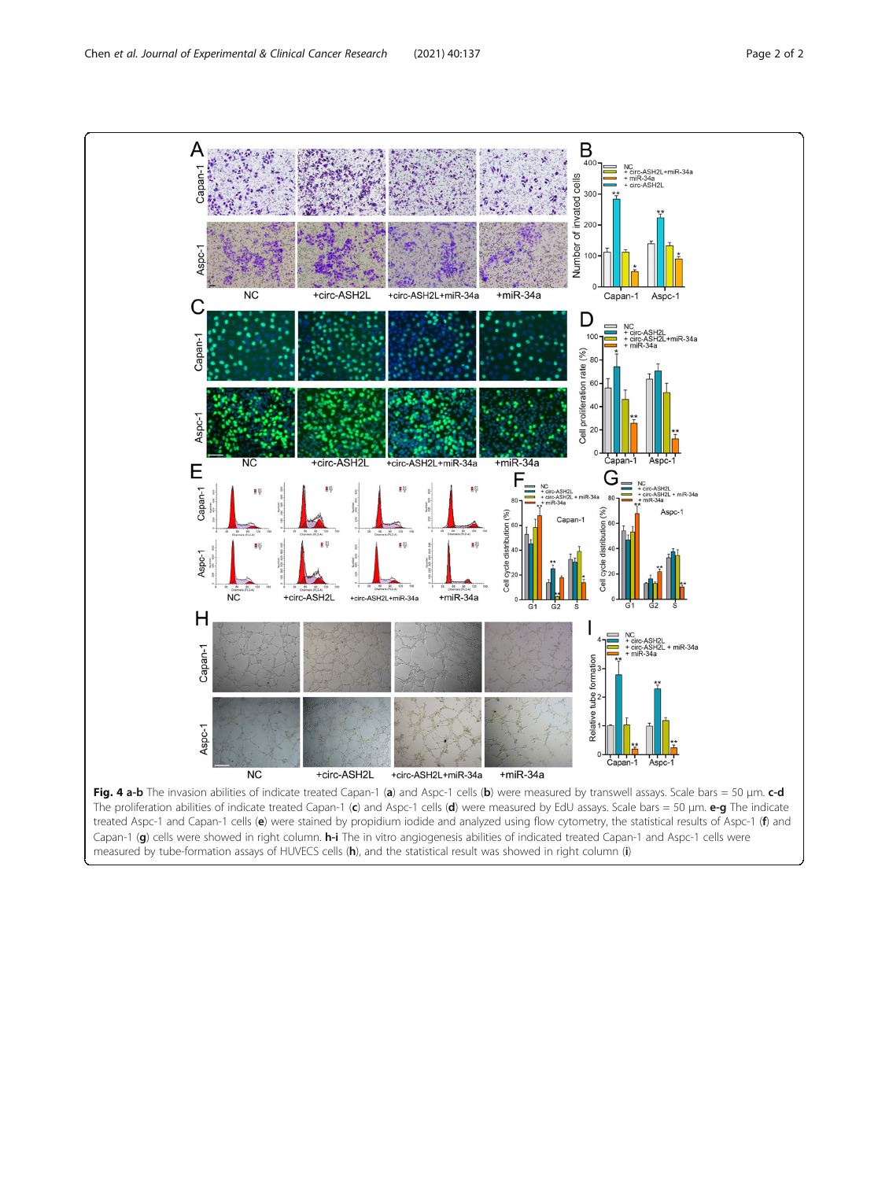**Fig. 4** **a-b** The invasion abilities of indicate treated Capan-1 (**a**) and Aspc-1 cells (**b**) were measured by transwell assays. Scale bars = 50 μm. **c-d** The proliferation abilities of indicate treated Capan-1 (**c**) and Aspc-1 cells (**d**) were measured by EdU assays. Scale bars = 50 μm. **e-g** The indicate treated Aspc-1 and Capan-1 cells (**e**) were stained by propidium iodide and analyzed using flow cytometry, the statistical results of Aspc-1 (**f**) and Capan-1 (**g**) cells were showed in right column. **h-i** The in vitro angiogenesis abilities of indicated treated Capan-1 and Aspc-1 cells were measured by tube-formation assays of HUVECS cells (**h**), and the statistical result was showed in right column (**i**)